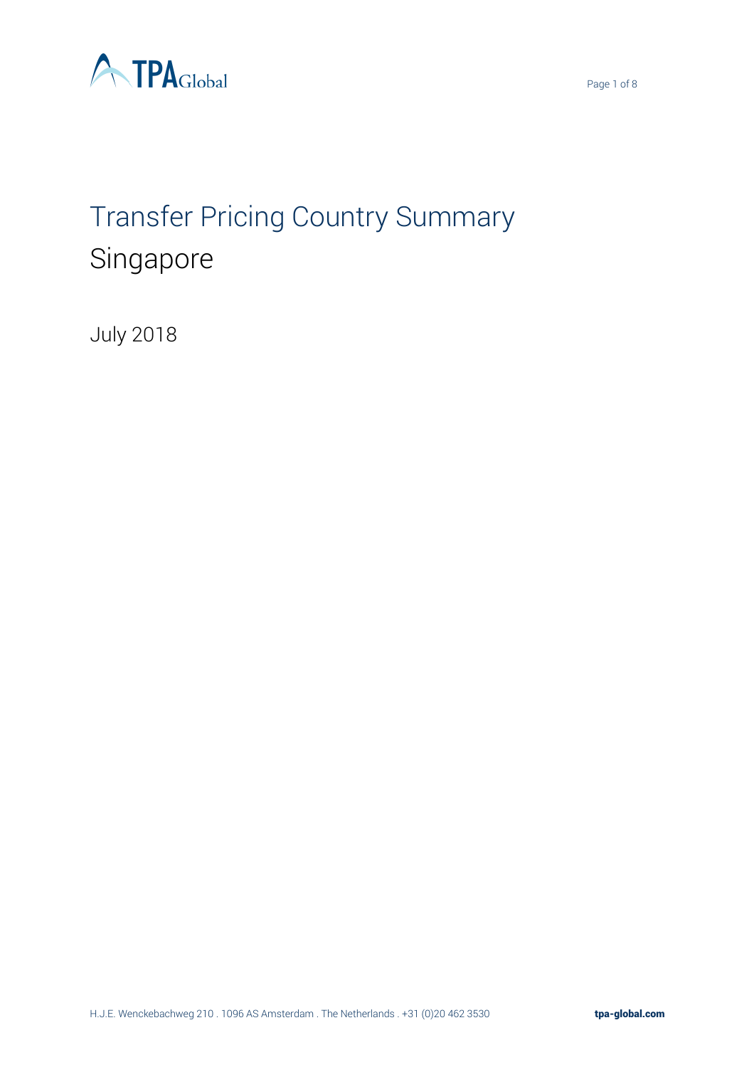# Transfer Pricing Country Summary

## Singapore

July 2018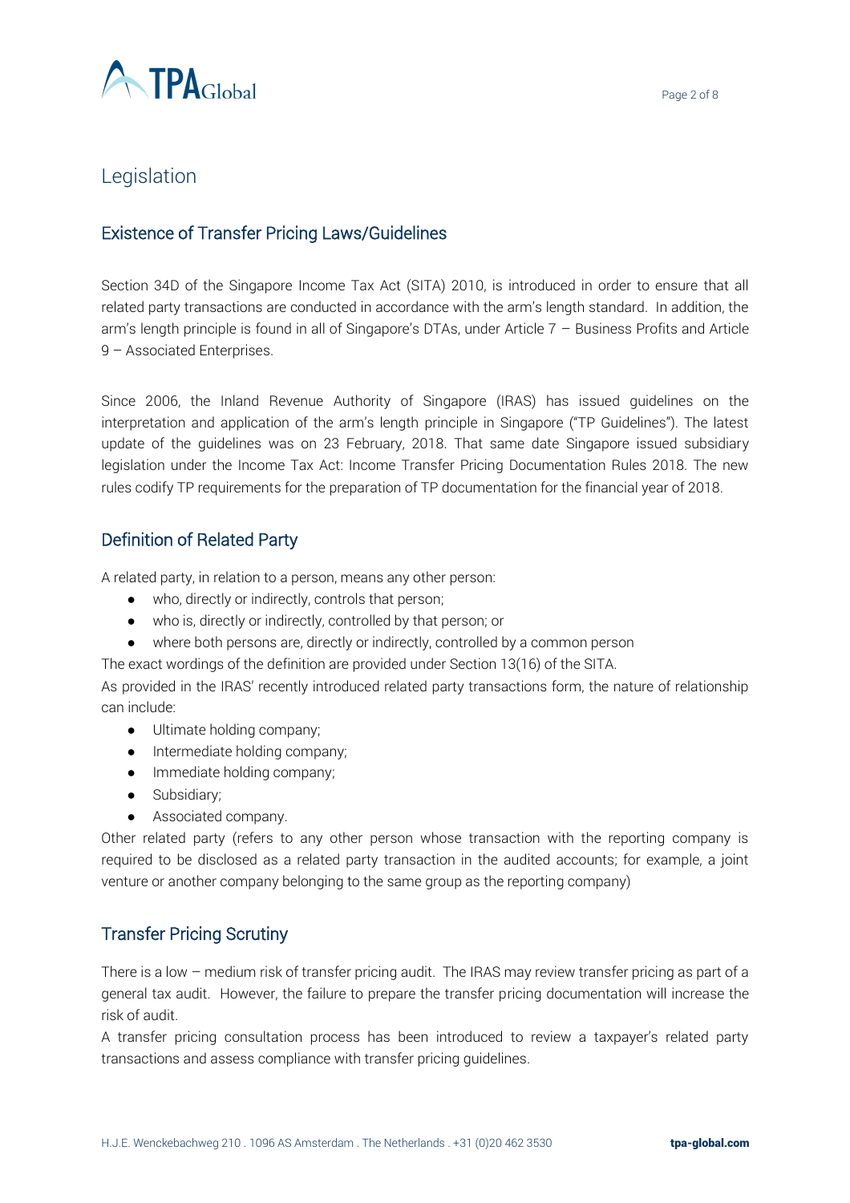# Legislation

## Existence of Transfer Pricing Laws/Guidelines

Section 34D of the Singapore Income Tax Act (SITA) 2010, is introduced in order to ensure that all related party transactions are conducted in accordance with the arm's length standard. In addition, the arm's length principle is found in all of Singapore's DTAs, under Article 7 – Business Profits and Article 9 – Associated Enterprises.

Since 2006, the Inland Revenue Authority of Singapore (IRAS) has issued guidelines on the interpretation and application of the arm's length principle in Singapore ("TP Guidelines"). The latest update of the guidelines was on 23 February, 2018. That same date Singapore issued subsidiary legislation under the Income Tax Act: Income Transfer Pricing Documentation Rules 2018. The new rules codify TP requirements for the preparation of TP documentation for the financial year of 2018.

## Definition of Related Party

A related party, in relation to a person, means any other person:

- who, directly or indirectly, controls that person;
- who is, directly or indirectly, controlled by that person; or
- where both persons are, directly or indirectly, controlled by a common person

The exact wordings of the definition are provided under Section 13(16) of the SITA.

As provided in the IRAS' recently introduced related party transactions form, the nature of relationship can include:

- Ultimate holding company;
- Intermediate holding company;
- Immediate holding company;
- Subsidiary;
- Associated company.

Other related party (refers to any other person whose transaction with the reporting company is required to be disclosed as a related party transaction in the audited accounts; for example, a joint venture or another company belonging to the same group as the reporting company)

## Transfer Pricing Scrutiny

There is a low – medium risk of transfer pricing audit. The IRAS may review transfer pricing as part of a general tax audit. However, the failure to prepare the transfer pricing documentation will increase the risk of audit.

A transfer pricing consultation process has been introduced to review a taxpayer's related party transactions and assess compliance with transfer pricing guidelines.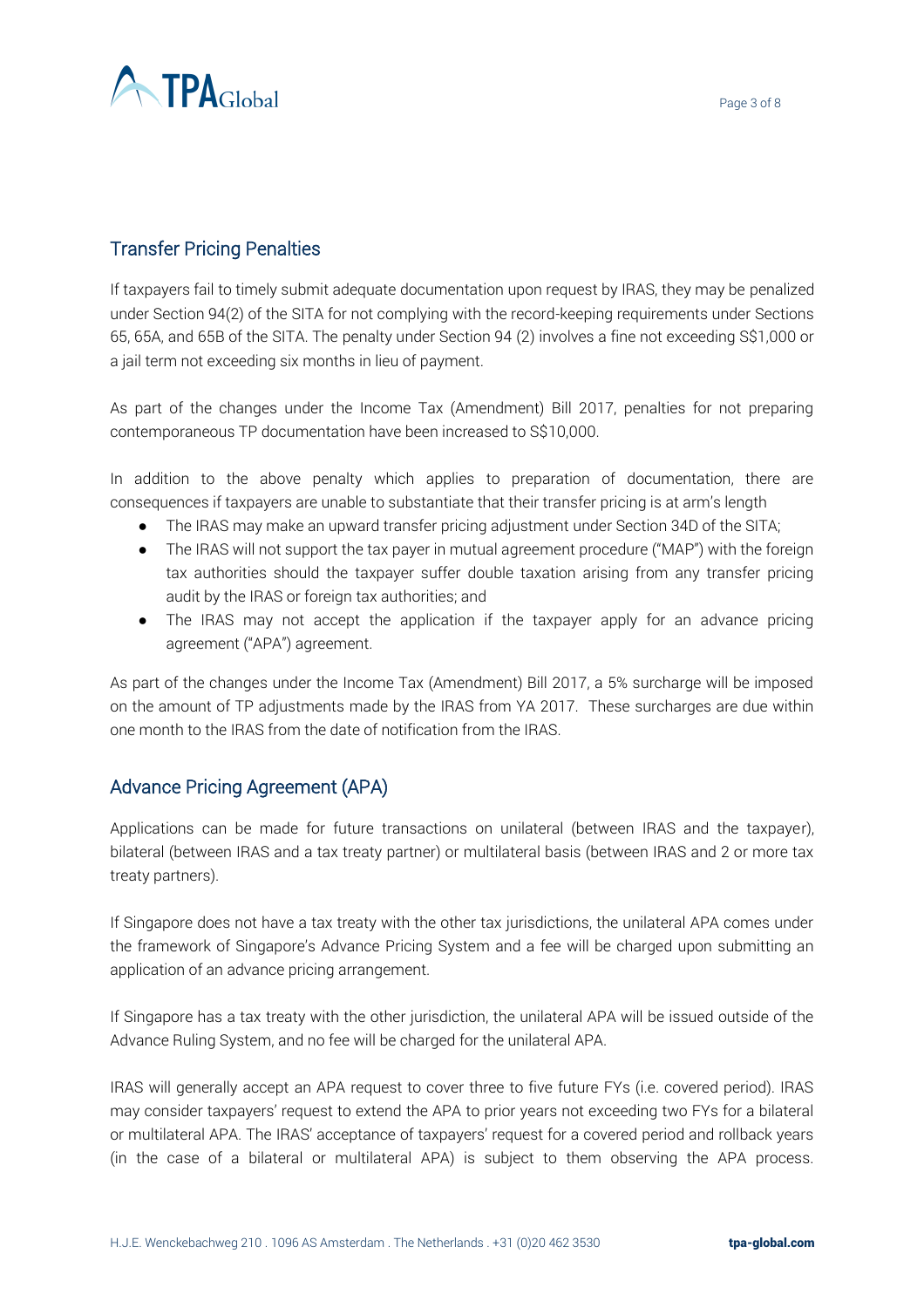## Transfer Pricing Penalties

If taxpayers fail to timely submit adequate documentation upon request by IRAS, they may be penalized under Section 94(2) of the SITA for not complying with the record-keeping requirements under Sections 65, 65A, and 65B of the SITA. The penalty under Section 94 (2) involves a fine not exceeding S$1,000 or a jail term not exceeding six months in lieu of payment.

As part of the changes under the Income Tax (Amendment) Bill 2017, penalties for not preparing contemporaneous TP documentation have been increased to S$10,000.

In addition to the above penalty which applies to preparation of documentation, there are consequences if taxpayers are unable to substantiate that their transfer pricing is at arm's length

- The IRAS may make an upward transfer pricing adjustment under Section 34D of the SITA;
- The IRAS will not support the tax payer in mutual agreement procedure ("MAP") with the foreign tax authorities should the taxpayer suffer double taxation arising from any transfer pricing audit by the IRAS or foreign tax authorities; and
- The IRAS may not accept the application if the taxpayer apply for an advance pricing agreement ("APA") agreement.

As part of the changes under the Income Tax (Amendment) Bill 2017, a 5% surcharge will be imposed on the amount of TP adjustments made by the IRAS from YA 2017. These surcharges are due within one month to the IRAS from the date of notification from the IRAS.

## Advance Pricing Agreement (APA)

Applications can be made for future transactions on unilateral (between IRAS and the taxpayer), bilateral (between IRAS and a tax treaty partner) or multilateral basis (between IRAS and 2 or more tax treaty partners).

If Singapore does not have a tax treaty with the other tax jurisdictions, the unilateral APA comes under the framework of Singapore's Advance Pricing System and a fee will be charged upon submitting an application of an advance pricing arrangement.

If Singapore has a tax treaty with the other jurisdiction, the unilateral APA will be issued outside of the Advance Ruling System, and no fee will be charged for the unilateral APA.

IRAS will generally accept an APA request to cover three to five future FYs (i.e. covered period). IRAS may consider taxpayers' request to extend the APA to prior years not exceeding two FYs for a bilateral or multilateral APA. The IRAS' acceptance of taxpayers' request for a covered period and rollback years (in the case of a bilateral or multilateral APA) is subject to them observing the APA process.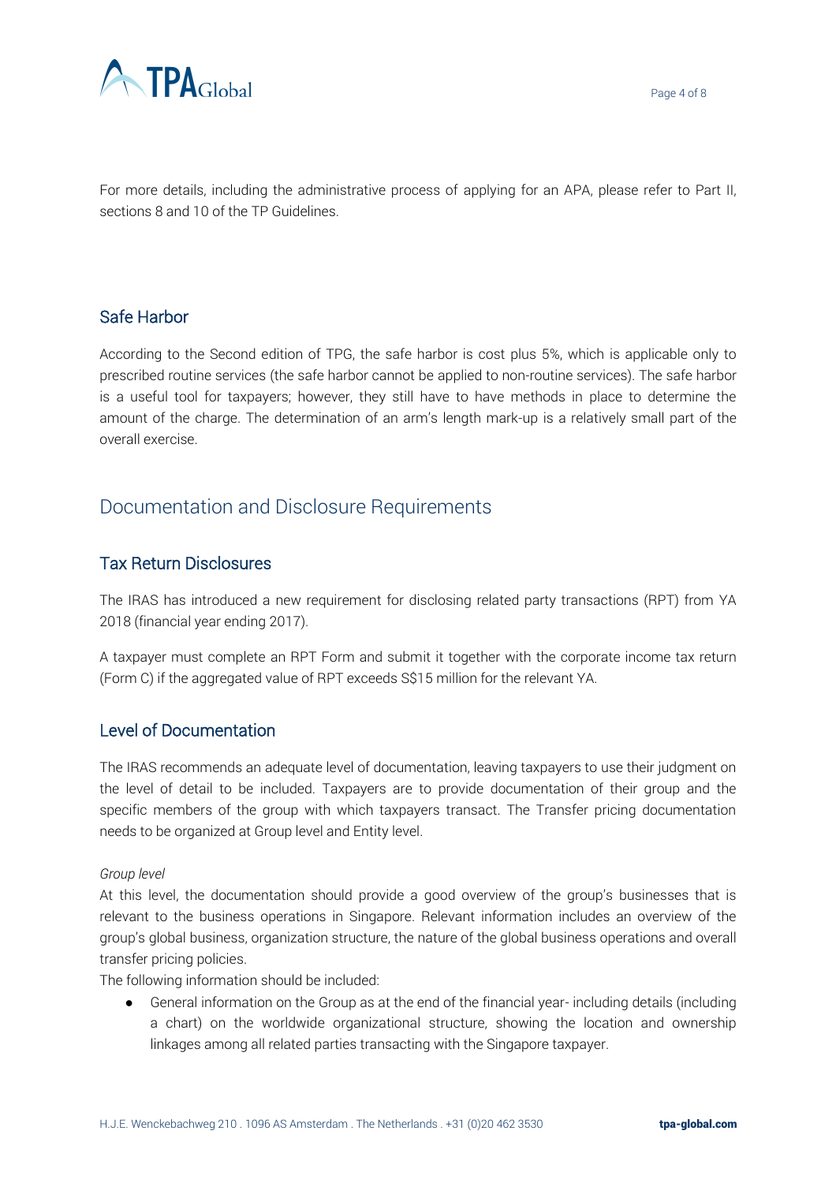For more details, including the administrative process of applying for an APA, please refer to Part II, sections 8 and 10 of the TP Guidelines.

### Safe Harbor

According to the Second edition of TPG, the safe harbor is cost plus 5%, which is applicable only to prescribed routine services (the safe harbor cannot be applied to non-routine services). The safe harbor is a useful tool for taxpayers; however, they still have to have methods in place to determine the amount of the charge. The determination of an arm's length mark-up is a relatively small part of the overall exercise.

## Documentation and Disclosure Requirements

### Tax Return Disclosures

The IRAS has introduced a new requirement for disclosing related party transactions (RPT) from YA 2018 (financial year ending 2017).

A taxpayer must complete an RPT Form and submit it together with the corporate income tax return (Form C) if the aggregated value of RPT exceeds S$15 million for the relevant YA.

### Level of Documentation

The IRAS recommends an adequate level of documentation, leaving taxpayers to use their judgment on the level of detail to be included. Taxpayers are to provide documentation of their group and the specific members of the group with which taxpayers transact. The Transfer pricing documentation needs to be organized at Group level and Entity level.

*Group level*

At this level, the documentation should provide a good overview of the group's businesses that is relevant to the business operations in Singapore. Relevant information includes an overview of the group's global business, organization structure, the nature of the global business operations and overall transfer pricing policies.

The following information should be included:

- General information on the Group as at the end of the financial year- including details (including a chart) on the worldwide organizational structure, showing the location and ownership linkages among all related parties transacting with the Singapore taxpayer.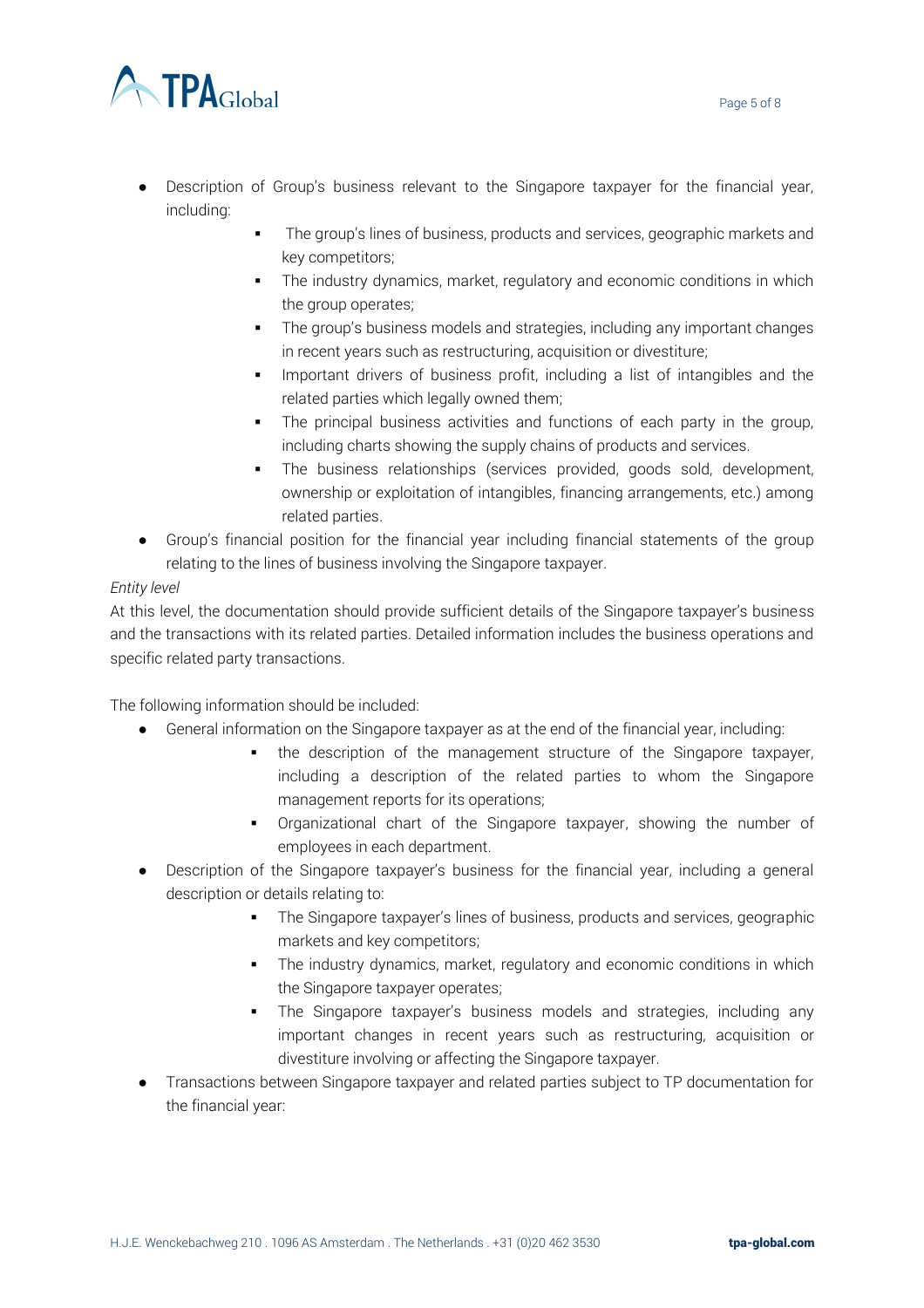- Description of Group's business relevant to the Singapore taxpayer for the financial year, including:
  - The group's lines of business, products and services, geographic markets and key competitors;
  - The industry dynamics, market, regulatory and economic conditions in which the group operates;
  - The group's business models and strategies, including any important changes in recent years such as restructuring, acquisition or divestiture;
  - Important drivers of business profit, including a list of intangibles and the related parties which legally owned them;
  - The principal business activities and functions of each party in the group, including charts showing the supply chains of products and services.
  - The business relationships (services provided, goods sold, development, ownership or exploitation of intangibles, financing arrangements, etc.) among related parties.
- Group's financial position for the financial year including financial statements of the group relating to the lines of business involving the Singapore taxpayer.

*Entity level*

At this level, the documentation should provide sufficient details of the Singapore taxpayer's business and the transactions with its related parties. Detailed information includes the business operations and specific related party transactions.

The following information should be included:

- General information on the Singapore taxpayer as at the end of the financial year, including:
  - the description of the management structure of the Singapore taxpayer, including a description of the related parties to whom the Singapore management reports for its operations;
  - Organizational chart of the Singapore taxpayer, showing the number of employees in each department.
- Description of the Singapore taxpayer's business for the financial year, including a general description or details relating to:
  - The Singapore taxpayer's lines of business, products and services, geographic markets and key competitors;
  - The industry dynamics, market, regulatory and economic conditions in which the Singapore taxpayer operates;
  - The Singapore taxpayer's business models and strategies, including any important changes in recent years such as restructuring, acquisition or divestiture involving or affecting the Singapore taxpayer.
- Transactions between Singapore taxpayer and related parties subject to TP documentation for the financial year: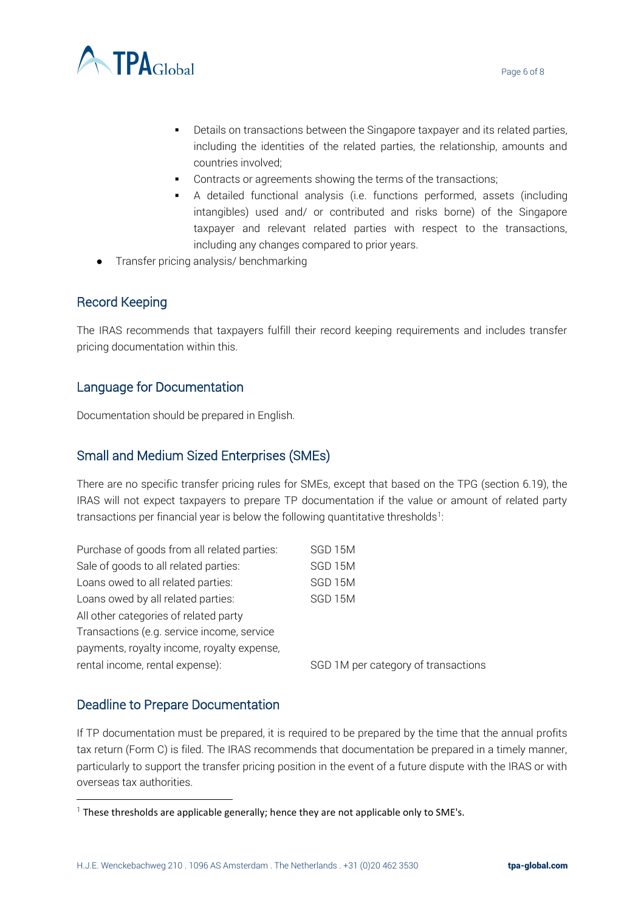- Details on transactions between the Singapore taxpayer and its related parties, including the identities of the related parties, the relationship, amounts and countries involved;
- Contracts or agreements showing the terms of the transactions;
- A detailed functional analysis (i.e. functions performed, assets (including intangibles) used and/ or contributed and risks borne) of the Singapore taxpayer and relevant related parties with respect to the transactions, including any changes compared to prior years.

- Transfer pricing analysis/ benchmarking

## Record Keeping

The IRAS recommends that taxpayers fulfill their record keeping requirements and includes transfer pricing documentation within this.

## Language for Documentation

Documentation should be prepared in English.

## Small and Medium Sized Enterprises (SMEs)

There are no specific transfer pricing rules for SMEs, except that based on the TPG (section 6.19), the IRAS will not expect taxpayers to prepare TP documentation if the value or amount of related party transactions per financial year is below the following quantitative thresholds[1]:

| | |
|---|---|
| Purchase of goods from all related parties: | SGD 15M |
| Sale of goods to all related parties: | SGD 15M |
| Loans owed to all related parties: | SGD 15M |
| Loans owed by all related parties: | SGD 15M |
| All other categories of related party Transactions (e.g. service income, service payments, royalty income, royalty expense, rental income, rental expense): | SGD 1M per category of transactions |

## Deadline to Prepare Documentation

If TP documentation must be prepared, it is required to be prepared by the time that the annual profits tax return (Form C) is filed. The IRAS recommends that documentation be prepared in a timely manner, particularly to support the transfer pricing position in the event of a future dispute with the IRAS or with overseas tax authorities.

[1] These thresholds are applicable generally; hence they are not applicable only to SME's.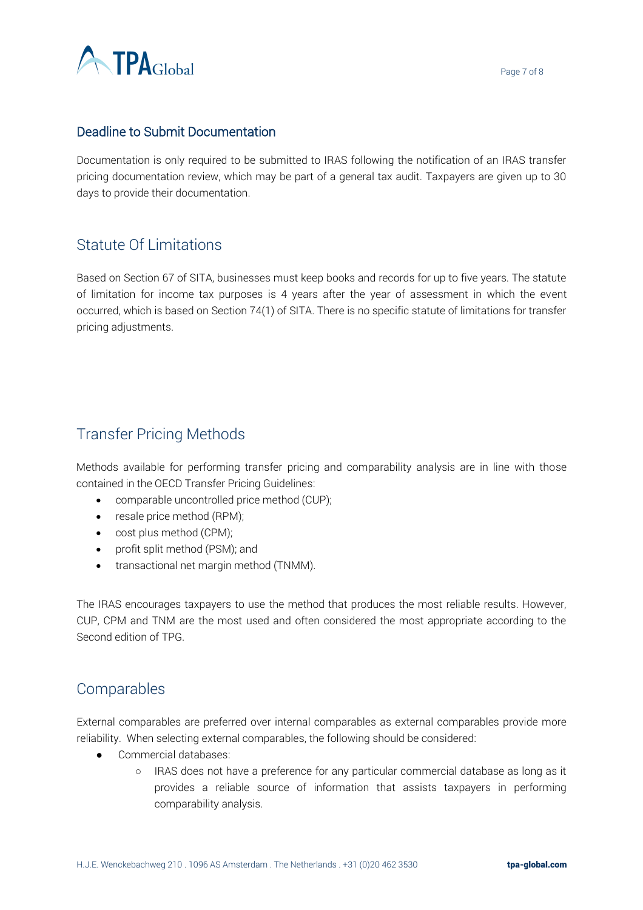## Deadline to Submit Documentation

Documentation is only required to be submitted to IRAS following the notification of an IRAS transfer pricing documentation review, which may be part of a general tax audit. Taxpayers are given up to 30 days to provide their documentation.

## Statute Of Limitations

Based on Section 67 of SITA, businesses must keep books and records for up to five years. The statute of limitation for income tax purposes is 4 years after the year of assessment in which the event occurred, which is based on Section 74(1) of SITA. There is no specific statute of limitations for transfer pricing adjustments.

## Transfer Pricing Methods

Methods available for performing transfer pricing and comparability analysis are in line with those contained in the OECD Transfer Pricing Guidelines:

- comparable uncontrolled price method (CUP);
- resale price method (RPM);
- cost plus method (CPM);
- profit split method (PSM); and
- transactional net margin method (TNMM).

The IRAS encourages taxpayers to use the method that produces the most reliable results. However, CUP, CPM and TNM are the most used and often considered the most appropriate according to the Second edition of TPG.

## Comparables

External comparables are preferred over internal comparables as external comparables provide more reliability. When selecting external comparables, the following should be considered:

- Commercial databases:
  - IRAS does not have a preference for any particular commercial database as long as it provides a reliable source of information that assists taxpayers in performing comparability analysis.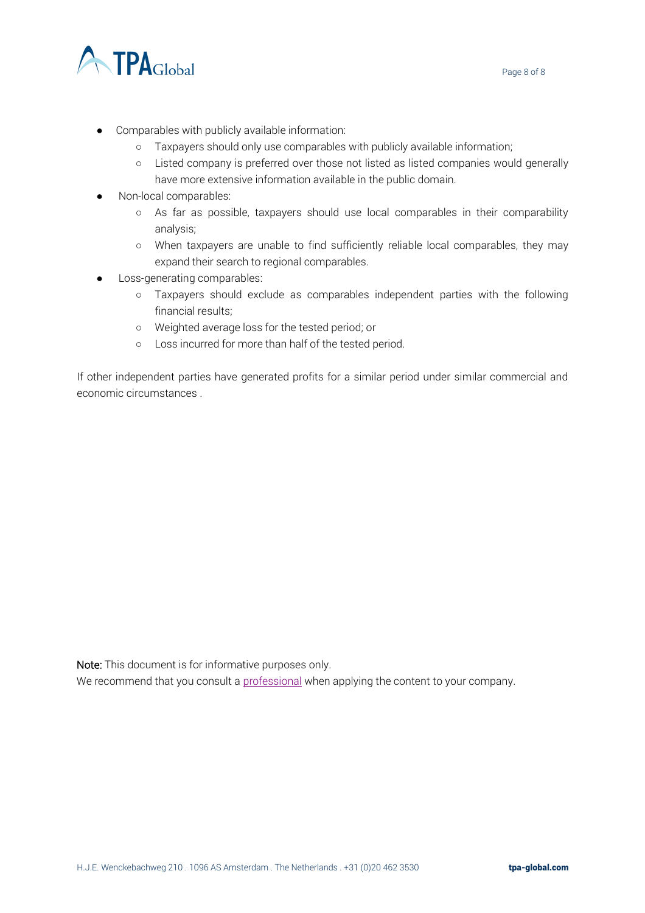- Comparables with publicly available information:
  - Taxpayers should only use comparables with publicly available information;
  - Listed company is preferred over those not listed as listed companies would generally have more extensive information available in the public domain.
- Non-local comparables:
  - As far as possible, taxpayers should use local comparables in their comparability analysis;
  - When taxpayers are unable to find sufficiently reliable local comparables, they may expand their search to regional comparables.
- Loss-generating comparables:
  - Taxpayers should exclude as comparables independent parties with the following financial results;
  - Weighted average loss for the tested period; or
  - Loss incurred for more than half of the tested period.

If other independent parties have generated profits for a similar period under similar commercial and economic circumstances .

**Note:** This document is for informative purposes only.
We recommend that you consult a professional when applying the content to your company.